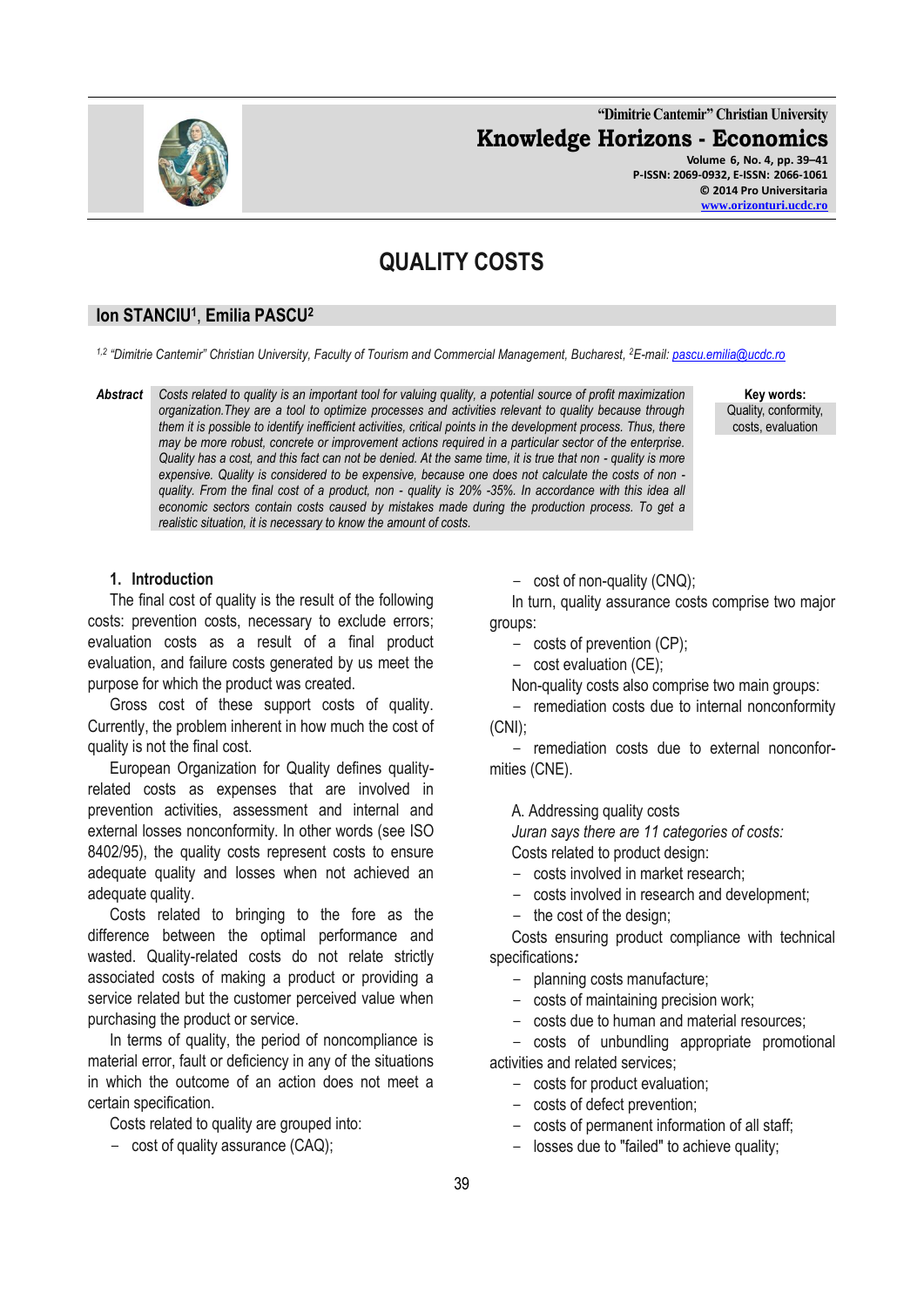# QUALITY COSTS

**Ion STANCIU[1], Emilia PASCU[2]**

[1,2] *"Dimitrie Cantemir" Christian University, Faculty of Tourism and Commercial Management, Bucharest, [2]E-mail: pascu.emilia@ucdc.ro*

***Abstract*** *Costs related to quality is an important tool for valuing quality, a potential source of profit maximization organization.They are a tool to optimize processes and activities relevant to quality because through them it is possible to identify inefficient activities, critical points in the development process. Thus, there may be more robust, concrete or improvement actions required in a particular sector of the enterprise. Quality has a cost, and this fact can not be denied. At the same time, it is true that non - quality is more expensive. Quality is considered to be expensive, because one does not calculate the costs of non - quality. From the final cost of a product, non - quality is 20% -35%. In accordance with this idea all economic sectors contain costs caused by mistakes made during the production process. To get a realistic situation, it is necessary to know the amount of costs.*

**Key words:** Quality, conformity, costs, evaluation

## 1. Introduction

The final cost of quality is the result of the following costs: prevention costs, necessary to exclude errors; evaluation costs as a result of a final product evaluation, and failure costs generated by us meet the purpose for which the product was created.

Gross cost of these support costs of quality. Currently, the problem inherent in how much the cost of quality is not the final cost.

European Organization for Quality defines quality-related costs as expenses that are involved in prevention activities, assessment and internal and external losses nonconformity. In other words (see ISO 8402/95), the quality costs represent costs to ensure adequate quality and losses when not achieved an adequate quality.

Costs related to bringing to the fore as the difference between the optimal performance and wasted. Quality-related costs do not relate strictly associated costs of making a product or providing a service related but the customer perceived value when purchasing the product or service.

In terms of quality, the period of noncompliance is material error, fault or deficiency in any of the situations in which the outcome of an action does not meet a certain specification.

Costs related to quality are grouped into:

- cost of quality assurance (CAQ);
- cost of non-quality (CNQ);

In turn, quality assurance costs comprise two major groups:

- costs of prevention (CP);
- cost evaluation (CE);

Non-quality costs also comprise two main groups:

- remediation costs due to internal nonconformity (CNI);
- remediation costs due to external nonconformities (CNE).

A. Addressing quality costs

*Juran says there are 11 categories of costs:*

Costs related to product design:

- costs involved in market research;
- costs involved in research and development;
- the cost of the design;

Costs ensuring product compliance with technical specifications*:*

- planning costs manufacture;
- costs of maintaining precision work;
- costs due to human and material resources;
- costs of unbundling appropriate promotional activities and related services;
- costs for product evaluation;
- costs of defect prevention;
- costs of permanent information of all staff;
- losses due to "failed" to achieve quality;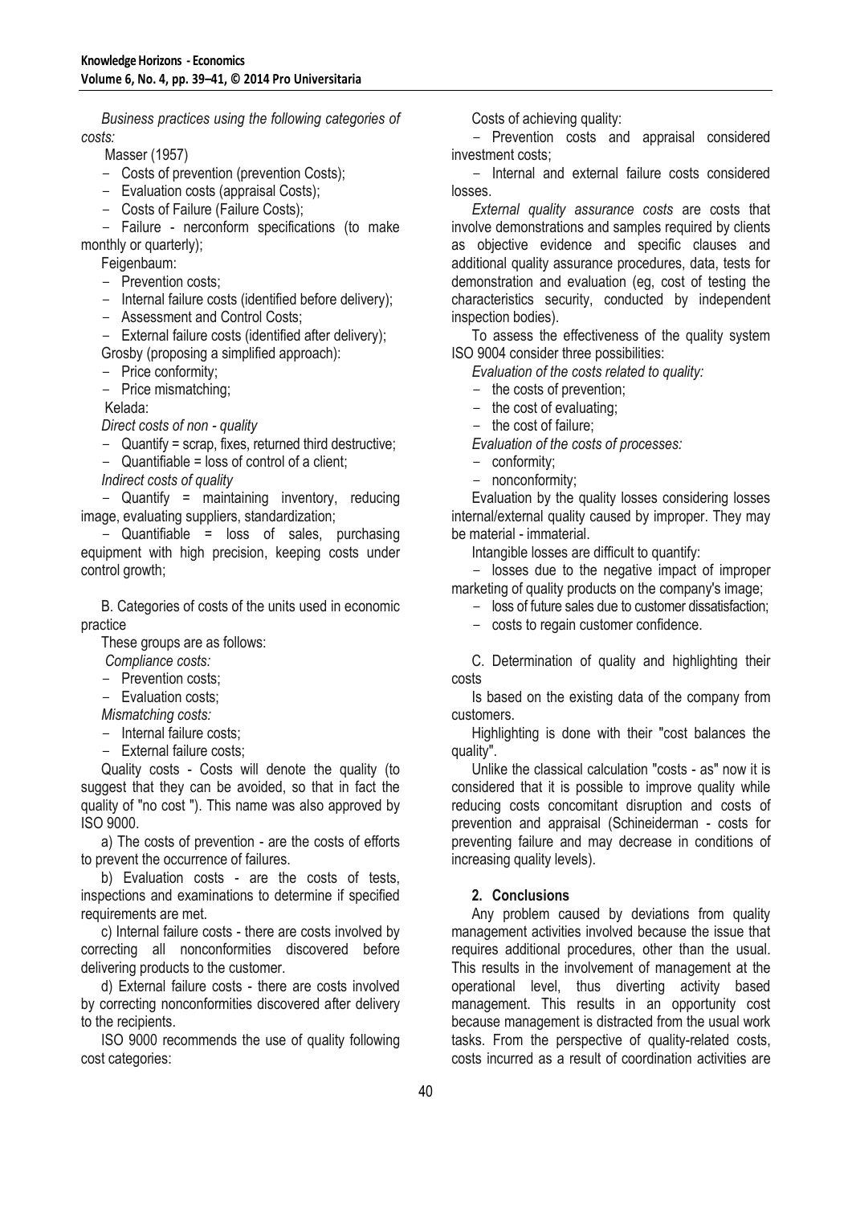*Business practices using the following categories of costs:*

Masser (1957)

- Costs of prevention (prevention Costs);
- Evaluation costs (appraisal Costs);
- Costs of Failure (Failure Costs);
- Failure - nerconform specifications (to make monthly or quarterly);

Feigenbaum:

- Prevention costs;
- Internal failure costs (identified before delivery);
- Assessment and Control Costs;
- External failure costs (identified after delivery);

Grosby (proposing a simplified approach):

- Price conformity;
- Price mismatching;

Kelada:

*Direct costs of non - quality*

- Quantify = scrap, fixes, returned third destructive;
- Quantifiable = loss of control of a client;

*Indirect costs of quality*

- Quantify = maintaining inventory, reducing image, evaluating suppliers, standardization;
- Quantifiable = loss of sales, purchasing equipment with high precision, keeping costs under control growth;

B. Categories of costs of the units used in economic practice

These groups are as follows:

*Compliance costs:*

- Prevention costs;
- Evaluation costs;

*Mismatching costs:*

- Internal failure costs;
- External failure costs;

Quality costs - Costs will denote the quality (to suggest that they can be avoided, so that in fact the quality of "no cost "). This name was also approved by ISO 9000.

a) The costs of prevention - are the costs of efforts to prevent the occurrence of failures.

b) Evaluation costs - are the costs of tests, inspections and examinations to determine if specified requirements are met.

c) Internal failure costs - there are costs involved by correcting all nonconformities discovered before delivering products to the customer.

d) External failure costs - there are costs involved by correcting nonconformities discovered after delivery to the recipients.

ISO 9000 recommends the use of quality following cost categories:

Costs of achieving quality:

- Prevention costs and appraisal considered investment costs;
- Internal and external failure costs considered losses.

*External quality assurance costs* are costs that involve demonstrations and samples required by clients as objective evidence and specific clauses and additional quality assurance procedures, data, tests for demonstration and evaluation (eg, cost of testing the characteristics security, conducted by independent inspection bodies).

To assess the effectiveness of the quality system ISO 9004 consider three possibilities:

*Evaluation of the costs related to quality:*

- the costs of prevention;
- the cost of evaluating;
- the cost of failure;

*Evaluation of the costs of processes:*

- conformity;
- nonconformity;

Evaluation by the quality losses considering losses internal/external quality caused by improper. They may be material - immaterial.

Intangible losses are difficult to quantify:

- losses due to the negative impact of improper marketing of quality products on the company's image;
- loss of future sales due to customer dissatisfaction;
- costs to regain customer confidence.

C. Determination of quality and highlighting their costs

Is based on the existing data of the company from customers.

Highlighting is done with their "cost balances the quality".

Unlike the classical calculation "costs - as" now it is considered that it is possible to improve quality while reducing costs concomitant disruption and costs of prevention and appraisal (Schineiderman - costs for preventing failure and may decrease in conditions of increasing quality levels).

## 2. Conclusions

Any problem caused by deviations from quality management activities involved because the issue that requires additional procedures, other than the usual. This results in the involvement of management at the operational level, thus diverting activity based management. This results in an opportunity cost because management is distracted from the usual work tasks. From the perspective of quality-related costs, costs incurred as a result of coordination activities are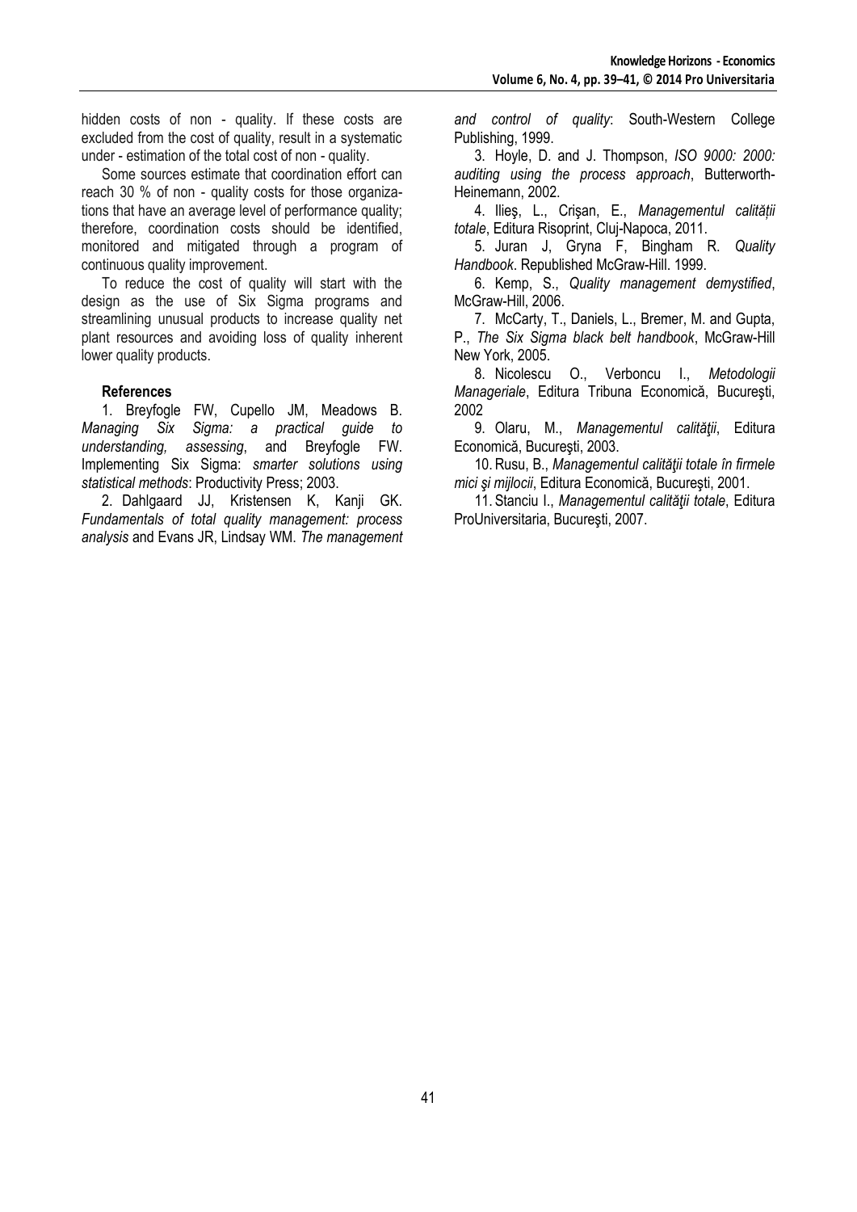hidden costs of non - quality. If these costs are excluded from the cost of quality, result in a systematic under - estimation of the total cost of non - quality.

Some sources estimate that coordination effort can reach 30 % of non - quality costs for those organizations that have an average level of performance quality; therefore, coordination costs should be identified, monitored and mitigated through a program of continuous quality improvement.

To reduce the cost of quality will start with the design as the use of Six Sigma programs and streamlining unusual products to increase quality net plant resources and avoiding loss of quality inherent lower quality products.

### References

1. Breyfogle FW, Cupello JM, Meadows B. *Managing Six Sigma: a practical guide to understanding, assessing*, and Breyfogle FW. Implementing Six Sigma: *smarter solutions using statistical methods*: Productivity Press; 2003.
2. Dahlgaard JJ, Kristensen K, Kanji GK. *Fundamentals of total quality management: process analysis* and Evans JR, Lindsay WM. *The management and control of quality*: South-Western College Publishing, 1999.
3. Hoyle, D. and J. Thompson, *ISO 9000: 2000: auditing using the process approach*, Butterworth-Heinemann, 2002.
4. Ilieş, L., Crişan, E., *Managementul calității totale*, Editura Risoprint, Cluj-Napoca, 2011.
5. Juran J, Gryna F, Bingham R. *Quality Handbook*. Republished McGraw-Hill. 1999.
6. Kemp, S., *Quality management demystified*, McGraw-Hill, 2006.
7. McCarty, T., Daniels, L., Bremer, M. and Gupta, P., *The Six Sigma black belt handbook*, McGraw-Hill New York, 2005.
8. Nicolescu O., Verboncu I., *Metodologii Manageriale*, Editura Tribuna Economică, Bucureşti, 2002
9. Olaru, M., *Managementul calităţii*, Editura Economică, Bucureşti, 2003.
10. Rusu, B., *Managementul calităţii totale în firmele mici şi mijlocii*, Editura Economică, Bucureşti, 2001.
11. Stanciu I., *Managementul calităţii totale*, Editura ProUniversitaria, Bucureşti, 2007.